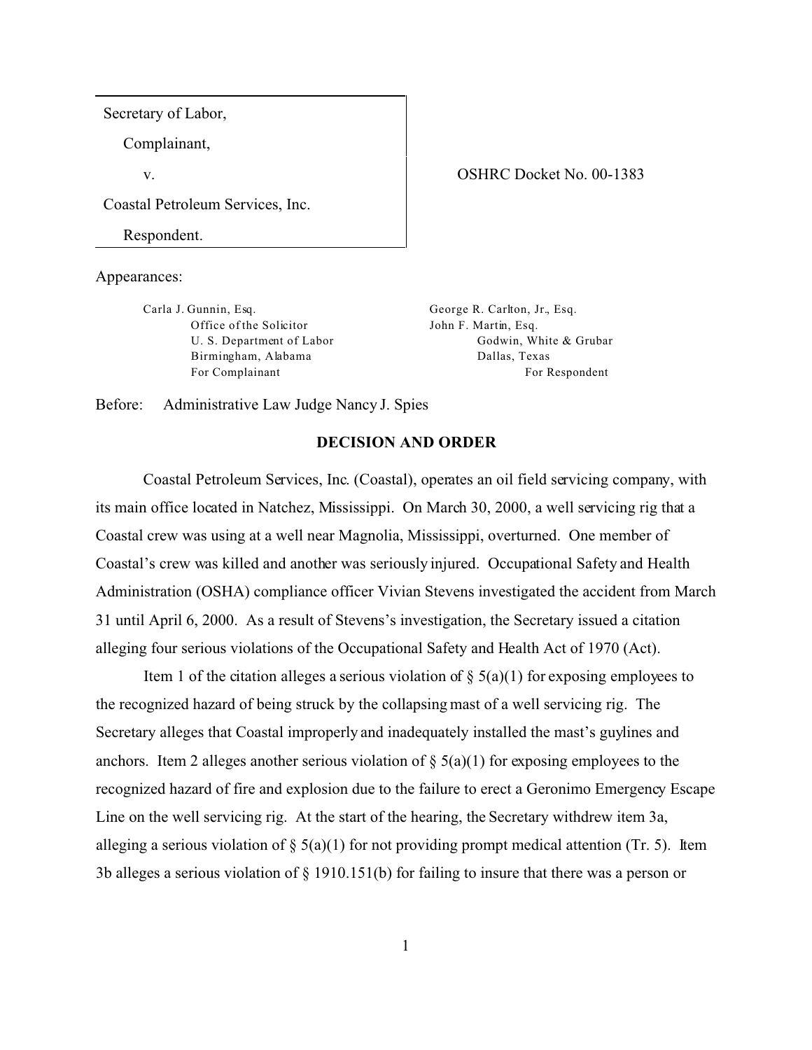Secretary of Labor,

Complainant,

v.

Coastal Petroleum Services, Inc.

Respondent.

OSHRC Docket No. 00-1383

Appearances:

Carla J. Gunnin, Esq.
Office of the Solicitor
U. S. Department of Labor
Birmingham, Alabama
For Complainant

George R. Carlton, Jr., Esq.
John F. Martin, Esq.
Godwin, White & Grubar
Dallas, Texas
For Respondent

Before: Administrative Law Judge Nancy J. Spies

## DECISION AND ORDER

Coastal Petroleum Services, Inc. (Coastal), operates an oil field servicing company, with its main office located in Natchez, Mississippi. On March 30, 2000, a well servicing rig that a Coastal crew was using at a well near Magnolia, Mississippi, overturned. One member of Coastal's crew was killed and another was seriously injured. Occupational Safety and Health Administration (OSHA) compliance officer Vivian Stevens investigated the accident from March 31 until April 6, 2000. As a result of Stevens's investigation, the Secretary issued a citation alleging four serious violations of the Occupational Safety and Health Act of 1970 (Act).

Item 1 of the citation alleges a serious violation of § 5(a)(1) for exposing employees to the recognized hazard of being struck by the collapsing mast of a well servicing rig. The Secretary alleges that Coastal improperly and inadequately installed the mast's guylines and anchors. Item 2 alleges another serious violation of § 5(a)(1) for exposing employees to the recognized hazard of fire and explosion due to the failure to erect a Geronimo Emergency Escape Line on the well servicing rig. At the start of the hearing, the Secretary withdrew item 3a, alleging a serious violation of § 5(a)(1) for not providing prompt medical attention (Tr. 5). Item 3b alleges a serious violation of § 1910.151(b) for failing to insure that there was a person or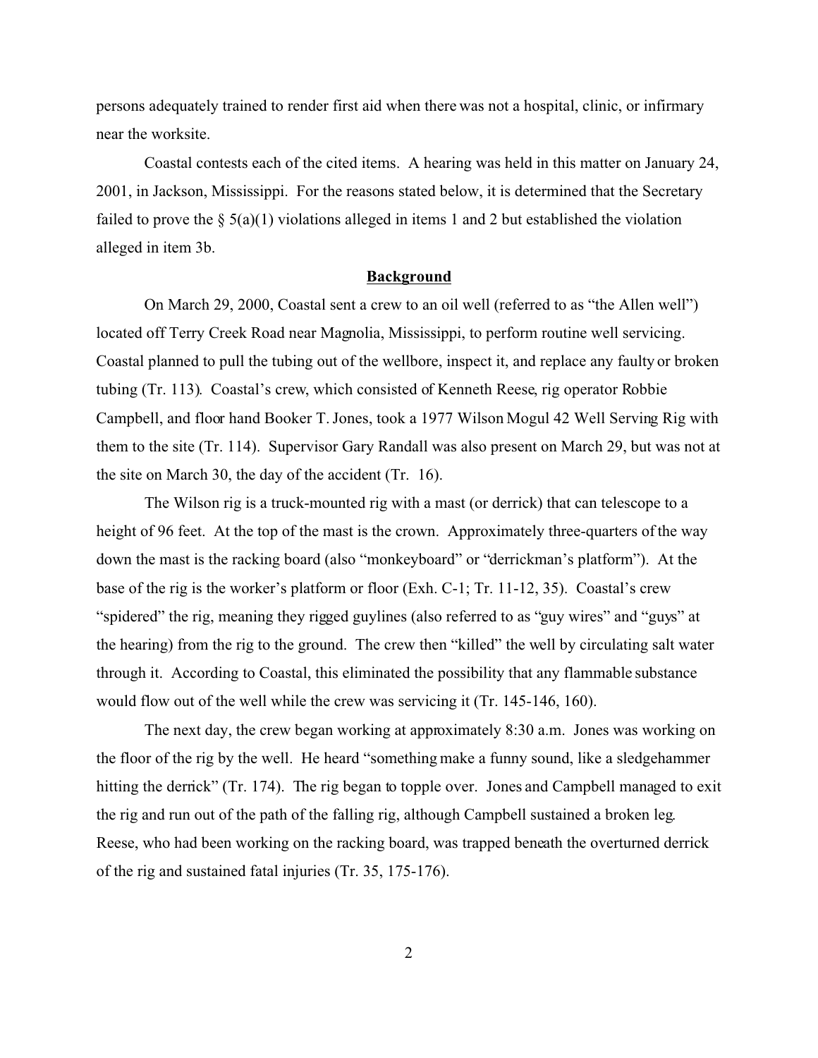persons adequately trained to render first aid when there was not a hospital, clinic, or infirmary near the worksite.

Coastal contests each of the cited items. A hearing was held in this matter on January 24, 2001, in Jackson, Mississippi. For the reasons stated below, it is determined that the Secretary failed to prove the § 5(a)(1) violations alleged in items 1 and 2 but established the violation alleged in item 3b.

## Background

On March 29, 2000, Coastal sent a crew to an oil well (referred to as "the Allen well") located off Terry Creek Road near Magnolia, Mississippi, to perform routine well servicing. Coastal planned to pull the tubing out of the wellbore, inspect it, and replace any faulty or broken tubing (Tr. 113). Coastal's crew, which consisted of Kenneth Reese, rig operator Robbie Campbell, and floor hand Booker T. Jones, took a 1977 Wilson Mogul 42 Well Serving Rig with them to the site (Tr. 114). Supervisor Gary Randall was also present on March 29, but was not at the site on March 30, the day of the accident (Tr. 16).

The Wilson rig is a truck-mounted rig with a mast (or derrick) that can telescope to a height of 96 feet. At the top of the mast is the crown. Approximately three-quarters of the way down the mast is the racking board (also "monkeyboard" or "derrickman's platform"). At the base of the rig is the worker's platform or floor (Exh. C-1; Tr. 11-12, 35). Coastal's crew "spidered" the rig, meaning they rigged guylines (also referred to as "guy wires" and "guys" at the hearing) from the rig to the ground. The crew then "killed" the well by circulating salt water through it. According to Coastal, this eliminated the possibility that any flammable substance would flow out of the well while the crew was servicing it (Tr. 145-146, 160).

The next day, the crew began working at approximately 8:30 a.m. Jones was working on the floor of the rig by the well. He heard "something make a funny sound, like a sledgehammer hitting the derrick" (Tr. 174). The rig began to topple over. Jones and Campbell managed to exit the rig and run out of the path of the falling rig, although Campbell sustained a broken leg. Reese, who had been working on the racking board, was trapped beneath the overturned derrick of the rig and sustained fatal injuries (Tr. 35, 175-176).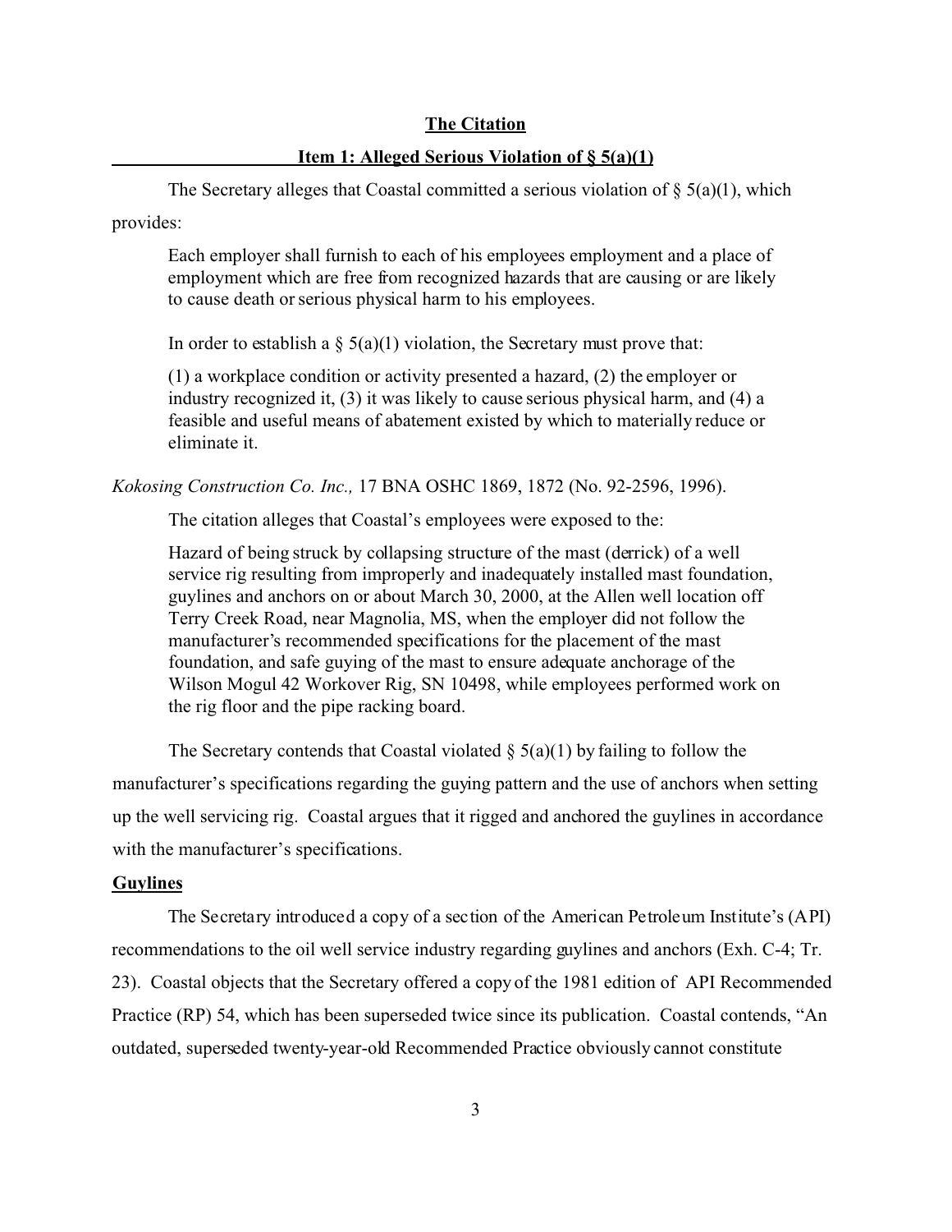## The Citation

### Item 1: Alleged Serious Violation of § 5(a)(1)

The Secretary alleges that Coastal committed a serious violation of § 5(a)(1), which provides:

> Each employer shall furnish to each of his employees employment and a place of employment which are free from recognized hazards that are causing or are likely to cause death or serious physical harm to his employees.

> In order to establish a § 5(a)(1) violation, the Secretary must prove that:
>
> (1) a workplace condition or activity presented a hazard, (2) the employer or industry recognized it, (3) it was likely to cause serious physical harm, and (4) a feasible and useful means of abatement existed by which to materially reduce or eliminate it.

*Kokosing Construction Co. Inc.,* 17 BNA OSHC 1869, 1872 (No. 92-2596, 1996).

The citation alleges that Coastal's employees were exposed to the:

> Hazard of being struck by collapsing structure of the mast (derrick) of a well service rig resulting from improperly and inadequately installed mast foundation, guylines and anchors on or about March 30, 2000, at the Allen well location off Terry Creek Road, near Magnolia, MS, when the employer did not follow the manufacturer's recommended specifications for the placement of the mast foundation, and safe guying of the mast to ensure adequate anchorage of the Wilson Mogul 42 Workover Rig, SN 10498, while employees performed work on the rig floor and the pipe racking board.

The Secretary contends that Coastal violated § 5(a)(1) by failing to follow the manufacturer's specifications regarding the guying pattern and the use of anchors when setting up the well servicing rig. Coastal argues that it rigged and anchored the guylines in accordance with the manufacturer's specifications.

**Guylines**

The Secretary introduced a copy of a section of the American Petroleum Institute's (API) recommendations to the oil well service industry regarding guylines and anchors (Exh. C-4; Tr. 23). Coastal objects that the Secretary offered a copy of the 1981 edition of API Recommended Practice (RP) 54, which has been superseded twice since its publication. Coastal contends, "An outdated, superseded twenty-year-old Recommended Practice obviously cannot constitute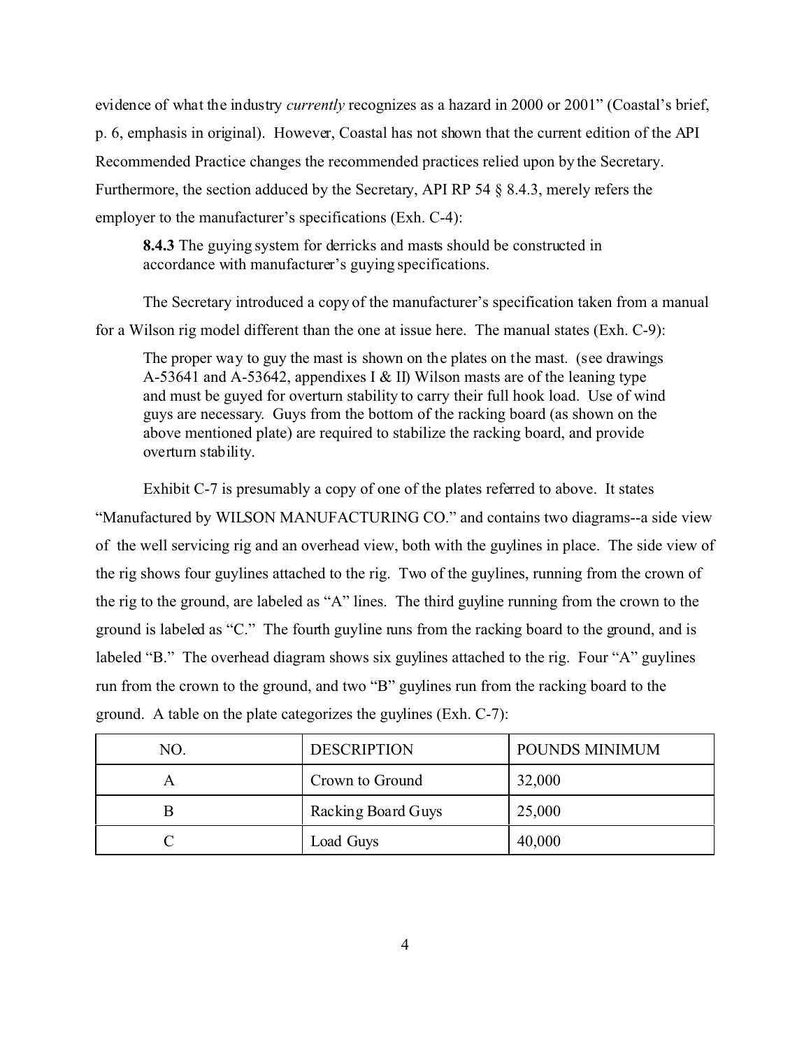evidence of what the industry *currently* recognizes as a hazard in 2000 or 2001" (Coastal's brief, p. 6, emphasis in original). However, Coastal has not shown that the current edition of the API Recommended Practice changes the recommended practices relied upon by the Secretary. Furthermore, the section adduced by the Secretary, API RP 54 § 8.4.3, merely refers the employer to the manufacturer's specifications (Exh. C-4):

> **8.4.3** The guying system for derricks and masts should be constructed in accordance with manufacturer's guying specifications.

The Secretary introduced a copy of the manufacturer's specification taken from a manual for a Wilson rig model different than the one at issue here. The manual states (Exh. C-9):

> The proper way to guy the mast is shown on the plates on the mast. (see drawings A-53641 and A-53642, appendixes I & II) Wilson masts are of the leaning type and must be guyed for overturn stability to carry their full hook load. Use of wind guys are necessary. Guys from the bottom of the racking board (as shown on the above mentioned plate) are required to stabilize the racking board, and provide overturn stability.

Exhibit C-7 is presumably a copy of one of the plates referred to above. It states "Manufactured by WILSON MANUFACTURING CO." and contains two diagrams--a side view of the well servicing rig and an overhead view, both with the guylines in place. The side view of the rig shows four guylines attached to the rig. Two of the guylines, running from the crown of the rig to the ground, are labeled as "A" lines. The third guyline running from the crown to the ground is labeled as "C." The fourth guyline runs from the racking board to the ground, and is labeled "B." The overhead diagram shows six guylines attached to the rig. Four "A" guylines run from the crown to the ground, and two "B" guylines run from the racking board to the ground. A table on the plate categorizes the guylines (Exh. C-7):

| NO. | DESCRIPTION | POUNDS MINIMUM |
|---|---|---|
| A | Crown to Ground | 32,000 |
| B | Racking Board Guys | 25,000 |
| C | Load Guys | 40,000 |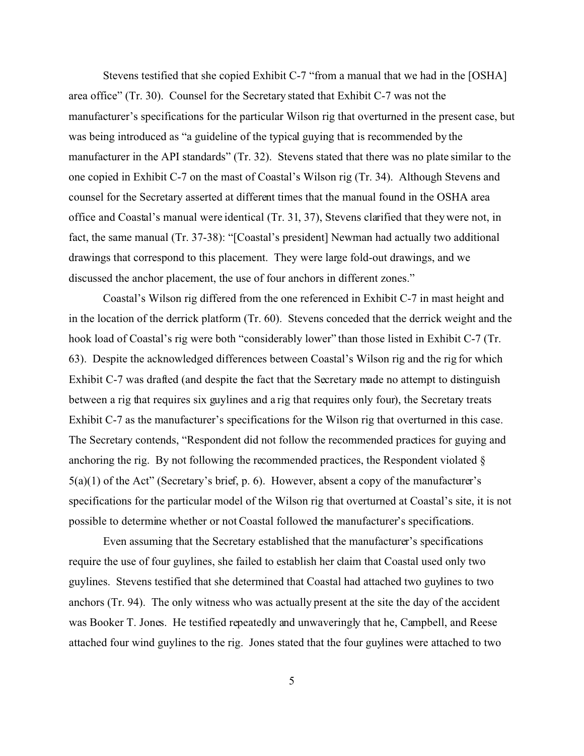Stevens testified that she copied Exhibit C-7 "from a manual that we had in the [OSHA] area office" (Tr. 30). Counsel for the Secretary stated that Exhibit C-7 was not the manufacturer's specifications for the particular Wilson rig that overturned in the present case, but was being introduced as "a guideline of the typical guying that is recommended by the manufacturer in the API standards" (Tr. 32). Stevens stated that there was no plate similar to the one copied in Exhibit C-7 on the mast of Coastal's Wilson rig (Tr. 34). Although Stevens and counsel for the Secretary asserted at different times that the manual found in the OSHA area office and Coastal's manual were identical (Tr. 31, 37), Stevens clarified that they were not, in fact, the same manual (Tr. 37-38): "[Coastal's president] Newman had actually two additional drawings that correspond to this placement. They were large fold-out drawings, and we discussed the anchor placement, the use of four anchors in different zones."

Coastal's Wilson rig differed from the one referenced in Exhibit C-7 in mast height and in the location of the derrick platform (Tr. 60). Stevens conceded that the derrick weight and the hook load of Coastal's rig were both "considerably lower" than those listed in Exhibit C-7 (Tr. 63). Despite the acknowledged differences between Coastal's Wilson rig and the rig for which Exhibit C-7 was drafted (and despite the fact that the Secretary made no attempt to distinguish between a rig that requires six guylines and a rig that requires only four), the Secretary treats Exhibit C-7 as the manufacturer's specifications for the Wilson rig that overturned in this case. The Secretary contends, "Respondent did not follow the recommended practices for guying and anchoring the rig. By not following the recommended practices, the Respondent violated § 5(a)(1) of the Act" (Secretary's brief, p. 6). However, absent a copy of the manufacturer's specifications for the particular model of the Wilson rig that overturned at Coastal's site, it is not possible to determine whether or not Coastal followed the manufacturer's specifications.

Even assuming that the Secretary established that the manufacturer's specifications require the use of four guylines, she failed to establish her claim that Coastal used only two guylines. Stevens testified that she determined that Coastal had attached two guylines to two anchors (Tr. 94). The only witness who was actually present at the site the day of the accident was Booker T. Jones. He testified repeatedly and unwaveringly that he, Campbell, and Reese attached four wind guylines to the rig. Jones stated that the four guylines were attached to two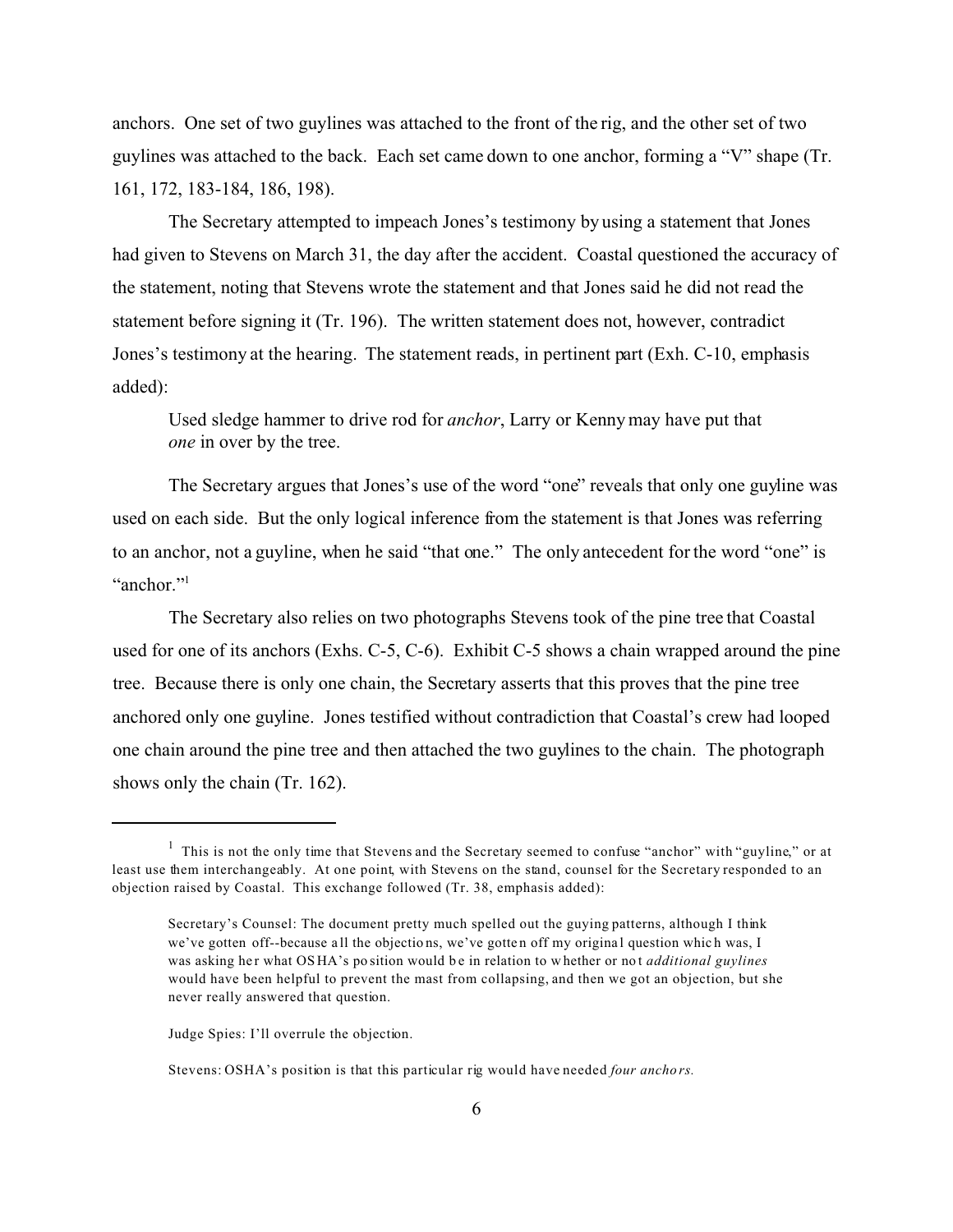anchors. One set of two guylines was attached to the front of the rig, and the other set of two guylines was attached to the back. Each set came down to one anchor, forming a "V" shape (Tr. 161, 172, 183-184, 186, 198).

The Secretary attempted to impeach Jones's testimony by using a statement that Jones had given to Stevens on March 31, the day after the accident. Coastal questioned the accuracy of the statement, noting that Stevens wrote the statement and that Jones said he did not read the statement before signing it (Tr. 196). The written statement does not, however, contradict Jones's testimony at the hearing. The statement reads, in pertinent part (Exh. C-10, emphasis added):

> Used sledge hammer to drive rod for *anchor*, Larry or Kenny may have put that *one* in over by the tree.

The Secretary argues that Jones's use of the word "one" reveals that only one guyline was used on each side. But the only logical inference from the statement is that Jones was referring to an anchor, not a guyline, when he said "that one." The only antecedent for the word "one" is "anchor."[1]

The Secretary also relies on two photographs Stevens took of the pine tree that Coastal used for one of its anchors (Exhs. C-5, C-6). Exhibit C-5 shows a chain wrapped around the pine tree. Because there is only one chain, the Secretary asserts that this proves that the pine tree anchored only one guyline. Jones testified without contradiction that Coastal's crew had looped one chain around the pine tree and then attached the two guylines to the chain. The photograph shows only the chain (Tr. 162).

---

[1] This is not the only time that Stevens and the Secretary seemed to confuse "anchor" with "guyline," or at least use them interchangeably. At one point, with Stevens on the stand, counsel for the Secretary responded to an objection raised by Coastal. This exchange followed (Tr. 38, emphasis added):

> Secretary's Counsel: The document pretty much spelled out the guying patterns, although I think we've gotten off--because all the objections, we've gotten off my original question which was, I was asking her what OSHA's position would be in relation to whether or not *additional guylines* would have been helpful to prevent the mast from collapsing, and then we got an objection, but she never really answered that question.
>
> Judge Spies: I'll overrule the objection.
>
> Stevens: OSHA's position is that this particular rig would have needed *four anchors.*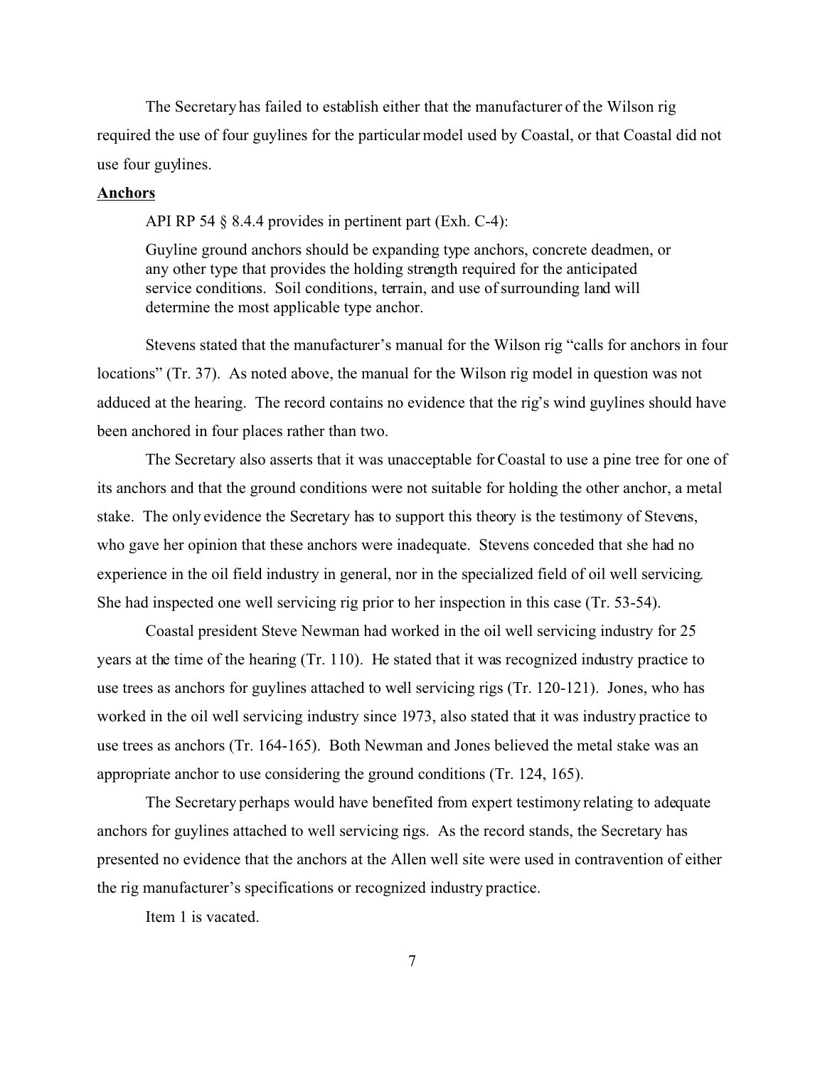The Secretary has failed to establish either that the manufacturer of the Wilson rig required the use of four guylines for the particular model used by Coastal, or that Coastal did not use four guylines.

**Anchors**

API RP 54 § 8.4.4 provides in pertinent part (Exh. C-4):

> Guyline ground anchors should be expanding type anchors, concrete deadmen, or any other type that provides the holding strength required for the anticipated service conditions. Soil conditions, terrain, and use of surrounding land will determine the most applicable type anchor.

Stevens stated that the manufacturer's manual for the Wilson rig "calls for anchors in four locations" (Tr. 37). As noted above, the manual for the Wilson rig model in question was not adduced at the hearing. The record contains no evidence that the rig's wind guylines should have been anchored in four places rather than two.

The Secretary also asserts that it was unacceptable for Coastal to use a pine tree for one of its anchors and that the ground conditions were not suitable for holding the other anchor, a metal stake. The only evidence the Secretary has to support this theory is the testimony of Stevens, who gave her opinion that these anchors were inadequate. Stevens conceded that she had no experience in the oil field industry in general, nor in the specialized field of oil well servicing. She had inspected one well servicing rig prior to her inspection in this case (Tr. 53-54).

Coastal president Steve Newman had worked in the oil well servicing industry for 25 years at the time of the hearing (Tr. 110). He stated that it was recognized industry practice to use trees as anchors for guylines attached to well servicing rigs (Tr. 120-121). Jones, who has worked in the oil well servicing industry since 1973, also stated that it was industry practice to use trees as anchors (Tr. 164-165). Both Newman and Jones believed the metal stake was an appropriate anchor to use considering the ground conditions (Tr. 124, 165).

The Secretary perhaps would have benefited from expert testimony relating to adequate anchors for guylines attached to well servicing rigs. As the record stands, the Secretary has presented no evidence that the anchors at the Allen well site were used in contravention of either the rig manufacturer's specifications or recognized industry practice.

Item 1 is vacated.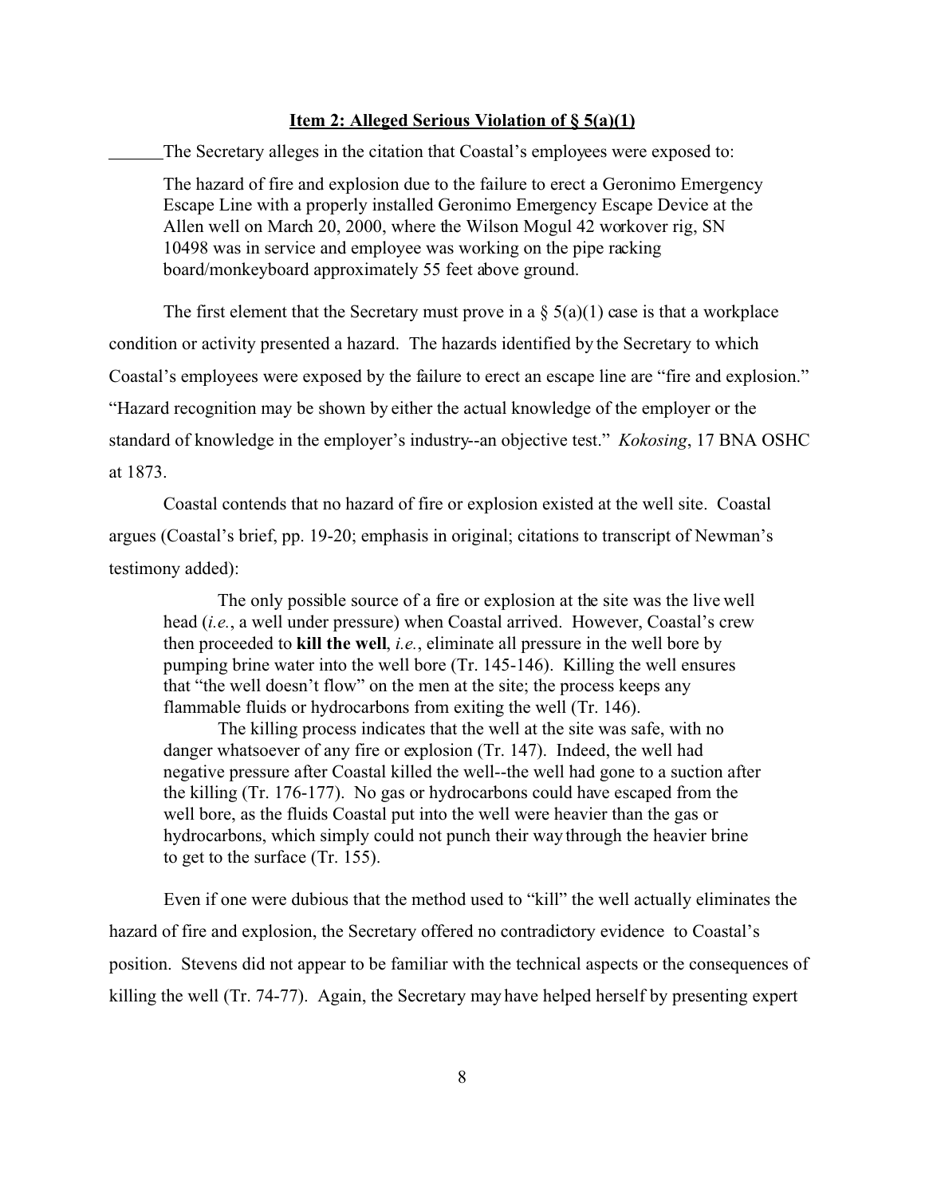**Item 2: Alleged Serious Violation of § 5(a)(1)**

The Secretary alleges in the citation that Coastal's employees were exposed to:

> The hazard of fire and explosion due to the failure to erect a Geronimo Emergency Escape Line with a properly installed Geronimo Emergency Escape Device at the Allen well on March 20, 2000, where the Wilson Mogul 42 workover rig, SN 10498 was in service and employee was working on the pipe racking board/monkeyboard approximately 55 feet above ground.

The first element that the Secretary must prove in a § 5(a)(1) case is that a workplace condition or activity presented a hazard. The hazards identified by the Secretary to which Coastal's employees were exposed by the failure to erect an escape line are "fire and explosion." "Hazard recognition may be shown by either the actual knowledge of the employer or the standard of knowledge in the employer's industry--an objective test." *Kokosing*, 17 BNA OSHC at 1873.

Coastal contends that no hazard of fire or explosion existed at the well site. Coastal argues (Coastal's brief, pp. 19-20; emphasis in original; citations to transcript of Newman's testimony added):

> The only possible source of a fire or explosion at the site was the live well head (*i.e.*, a well under pressure) when Coastal arrived. However, Coastal's crew then proceeded to **kill the well**, *i.e.*, eliminate all pressure in the well bore by pumping brine water into the well bore (Tr. 145-146). Killing the well ensures that "the well doesn't flow" on the men at the site; the process keeps any flammable fluids or hydrocarbons from exiting the well (Tr. 146).
>
> The killing process indicates that the well at the site was safe, with no danger whatsoever of any fire or explosion (Tr. 147). Indeed, the well had negative pressure after Coastal killed the well--the well had gone to a suction after the killing (Tr. 176-177). No gas or hydrocarbons could have escaped from the well bore, as the fluids Coastal put into the well were heavier than the gas or hydrocarbons, which simply could not punch their way through the heavier brine to get to the surface (Tr. 155).

Even if one were dubious that the method used to "kill" the well actually eliminates the hazard of fire and explosion, the Secretary offered no contradictory evidence to Coastal's position. Stevens did not appear to be familiar with the technical aspects or the consequences of killing the well (Tr. 74-77). Again, the Secretary may have helped herself by presenting expert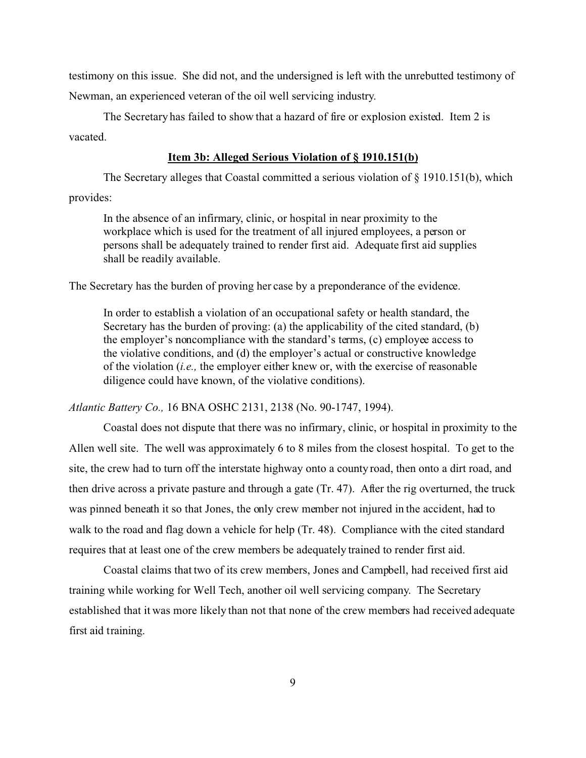testimony on this issue. She did not, and the undersigned is left with the unrebutted testimony of Newman, an experienced veteran of the oil well servicing industry.

The Secretary has failed to show that a hazard of fire or explosion existed. Item 2 is vacated.

**Item 3b: Alleged Serious Violation of § 1910.151(b)**

The Secretary alleges that Coastal committed a serious violation of § 1910.151(b), which provides:

> In the absence of an infirmary, clinic, or hospital in near proximity to the workplace which is used for the treatment of all injured employees, a person or persons shall be adequately trained to render first aid. Adequate first aid supplies shall be readily available.

The Secretary has the burden of proving her case by a preponderance of the evidence.

> In order to establish a violation of an occupational safety or health standard, the Secretary has the burden of proving: (a) the applicability of the cited standard, (b) the employer's noncompliance with the standard's terms, (c) employee access to the violative conditions, and (d) the employer's actual or constructive knowledge of the violation (*i.e.,* the employer either knew or, with the exercise of reasonable diligence could have known, of the violative conditions).

*Atlantic Battery Co.,* 16 BNA OSHC 2131, 2138 (No. 90-1747, 1994).

Coastal does not dispute that there was no infirmary, clinic, or hospital in proximity to the Allen well site. The well was approximately 6 to 8 miles from the closest hospital. To get to the site, the crew had to turn off the interstate highway onto a county road, then onto a dirt road, and then drive across a private pasture and through a gate (Tr. 47). After the rig overturned, the truck was pinned beneath it so that Jones, the only crew member not injured in the accident, had to walk to the road and flag down a vehicle for help (Tr. 48). Compliance with the cited standard requires that at least one of the crew members be adequately trained to render first aid.

Coastal claims that two of its crew members, Jones and Campbell, had received first aid training while working for Well Tech, another oil well servicing company. The Secretary established that it was more likely than not that none of the crew members had received adequate first aid training.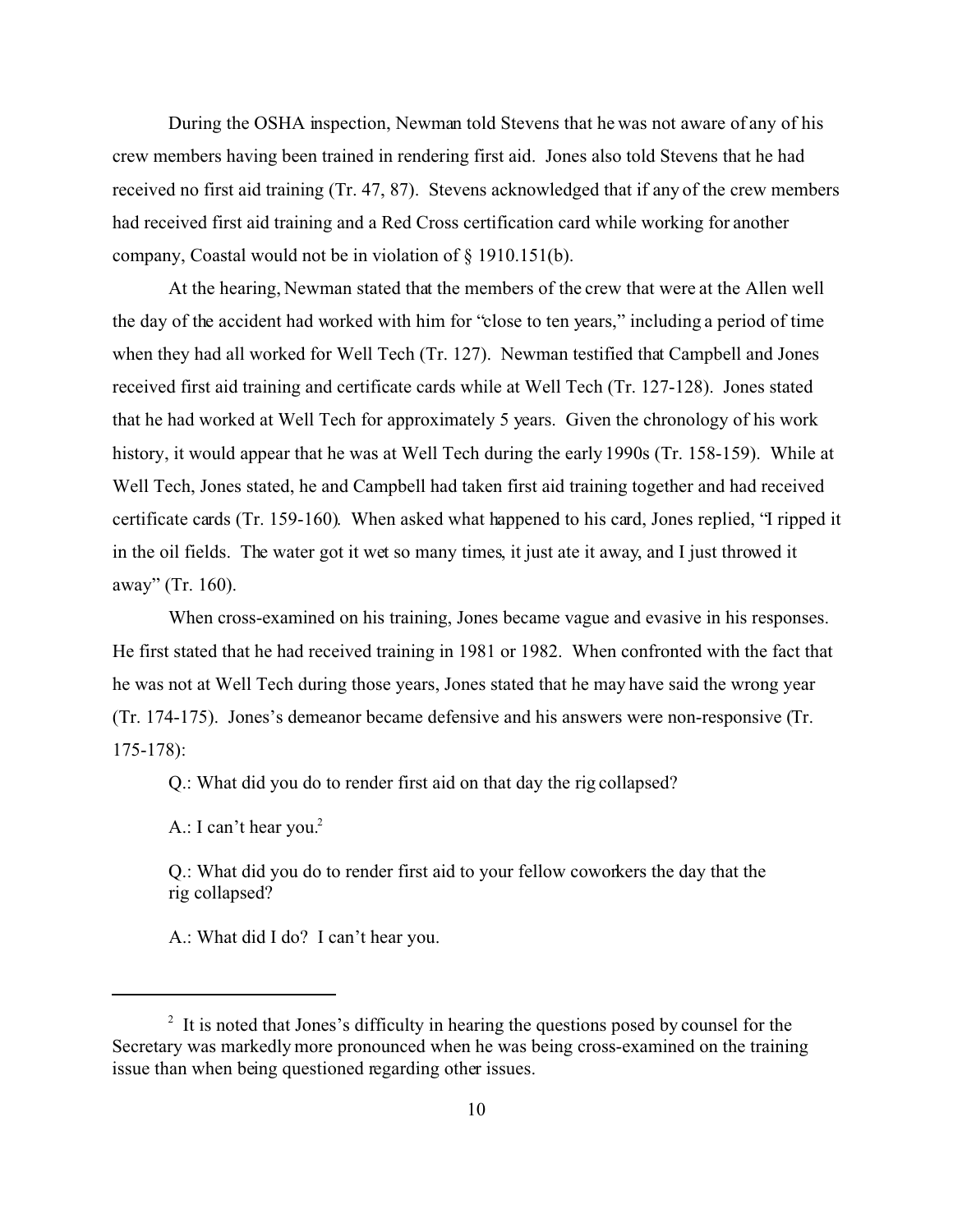During the OSHA inspection, Newman told Stevens that he was not aware of any of his crew members having been trained in rendering first aid. Jones also told Stevens that he had received no first aid training (Tr. 47, 87). Stevens acknowledged that if any of the crew members had received first aid training and a Red Cross certification card while working for another company, Coastal would not be in violation of § 1910.151(b).

At the hearing, Newman stated that the members of the crew that were at the Allen well the day of the accident had worked with him for "close to ten years," including a period of time when they had all worked for Well Tech (Tr. 127). Newman testified that Campbell and Jones received first aid training and certificate cards while at Well Tech (Tr. 127-128). Jones stated that he had worked at Well Tech for approximately 5 years. Given the chronology of his work history, it would appear that he was at Well Tech during the early 1990s (Tr. 158-159). While at Well Tech, Jones stated, he and Campbell had taken first aid training together and had received certificate cards (Tr. 159-160). When asked what happened to his card, Jones replied, "I ripped it in the oil fields. The water got it wet so many times, it just ate it away, and I just throwed it away" (Tr. 160).

When cross-examined on his training, Jones became vague and evasive in his responses. He first stated that he had received training in 1981 or 1982. When confronted with the fact that he was not at Well Tech during those years, Jones stated that he may have said the wrong year (Tr. 174-175). Jones's demeanor became defensive and his answers were non-responsive (Tr. 175-178):

> Q.: What did you do to render first aid on that day the rig collapsed?
>
> A.: I can't hear you.[2]
>
> Q.: What did you do to render first aid to your fellow coworkers the day that the rig collapsed?
>
> A.: What did I do? I can't hear you.

---

[2] It is noted that Jones's difficulty in hearing the questions posed by counsel for the Secretary was markedly more pronounced when he was being cross-examined on the training issue than when being questioned regarding other issues.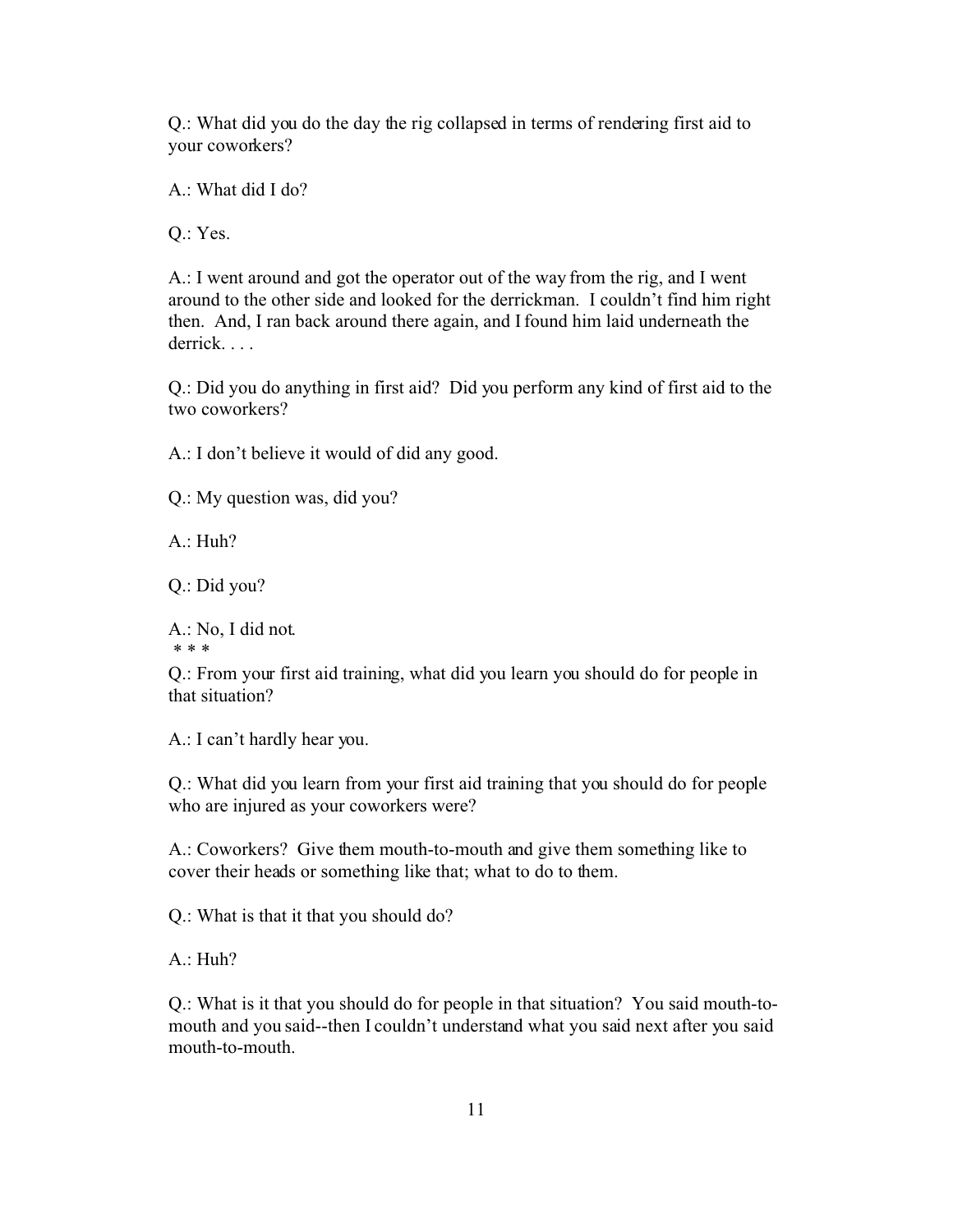Q.: What did you do the day the rig collapsed in terms of rendering first aid to your coworkers?

A.: What did I do?

Q.: Yes.

A.: I went around and got the operator out of the way from the rig, and I went around to the other side and looked for the derrickman. I couldn't find him right then. And, I ran back around there again, and I found him laid underneath the derrick. . . .

Q.: Did you do anything in first aid? Did you perform any kind of first aid to the two coworkers?

A.: I don't believe it would of did any good.

Q.: My question was, did you?

A.: Huh?

Q.: Did you?

A.: No, I did not.

* * *

Q.: From your first aid training, what did you learn you should do for people in that situation?

A.: I can't hardly hear you.

Q.: What did you learn from your first aid training that you should do for people who are injured as your coworkers were?

A.: Coworkers? Give them mouth-to-mouth and give them something like to cover their heads or something like that; what to do to them.

Q.: What is that it that you should do?

A.: Huh?

Q.: What is it that you should do for people in that situation? You said mouth-to-mouth and you said--then I couldn't understand what you said next after you said mouth-to-mouth.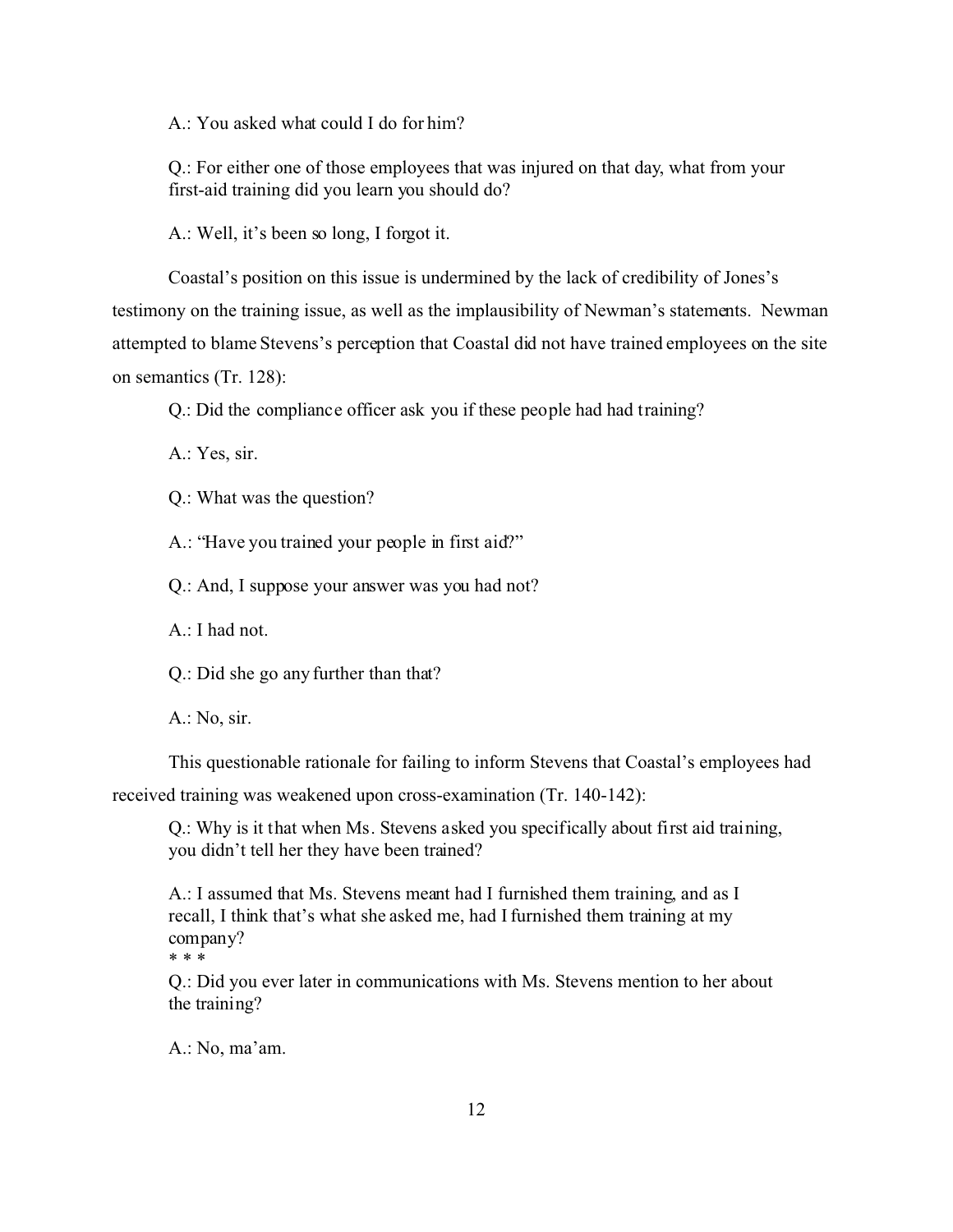A.: You asked what could I do for him?

Q.: For either one of those employees that was injured on that day, what from your first-aid training did you learn you should do?

A.: Well, it's been so long, I forgot it.

Coastal's position on this issue is undermined by the lack of credibility of Jones's testimony on the training issue, as well as the implausibility of Newman's statements. Newman attempted to blame Stevens's perception that Coastal did not have trained employees on the site on semantics (Tr. 128):

Q.: Did the compliance officer ask you if these people had had training?

A.: Yes, sir.

Q.: What was the question?

A.: "Have you trained your people in first aid?"

Q.: And, I suppose your answer was you had not?

A.: I had not.

Q.: Did she go any further than that?

A.: No, sir.

This questionable rationale for failing to inform Stevens that Coastal's employees had received training was weakened upon cross-examination (Tr. 140-142):

> Q.: Why is it that when Ms. Stevens asked you specifically about first aid training, you didn't tell her they have been trained?
>
> A.: I assumed that Ms. Stevens meant had I furnished them training, and as I recall, I think that's what she asked me, had I furnished them training at my company?
>
> * * *
>
> Q.: Did you ever later in communications with Ms. Stevens mention to her about the training?
>
> A.: No, ma'am.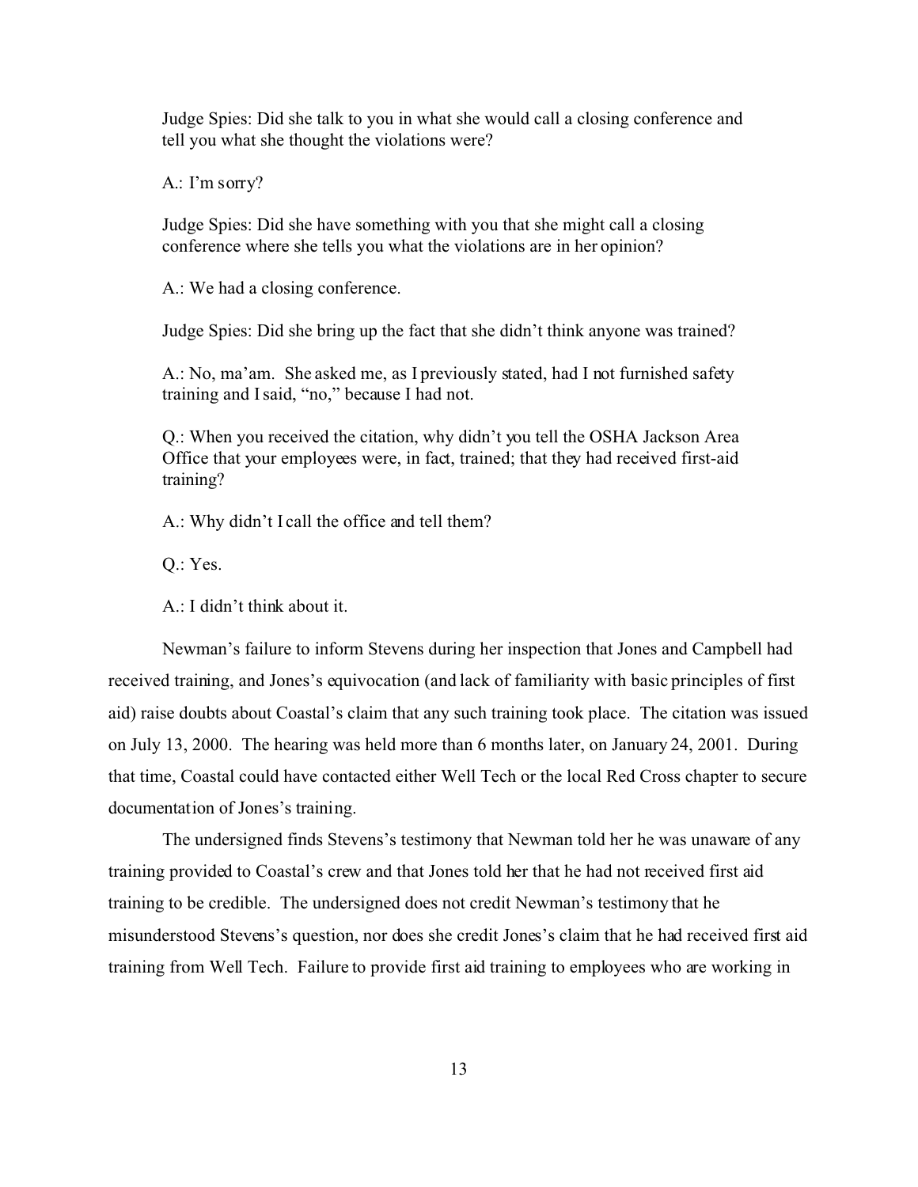> Judge Spies: Did she talk to you in what she would call a closing conference and tell you what she thought the violations were?
>
> A.: I'm sorry?
>
> Judge Spies: Did she have something with you that she might call a closing conference where she tells you what the violations are in her opinion?
>
> A.: We had a closing conference.
>
> Judge Spies: Did she bring up the fact that she didn't think anyone was trained?
>
> A.: No, ma'am. She asked me, as I previously stated, had I not furnished safety training and I said, "no," because I had not.
>
> Q.: When you received the citation, why didn't you tell the OSHA Jackson Area Office that your employees were, in fact, trained; that they had received first-aid training?
>
> A.: Why didn't I call the office and tell them?
>
> Q.: Yes.
>
> A.: I didn't think about it.

Newman's failure to inform Stevens during her inspection that Jones and Campbell had received training, and Jones's equivocation (and lack of familiarity with basic principles of first aid) raise doubts about Coastal's claim that any such training took place. The citation was issued on July 13, 2000. The hearing was held more than 6 months later, on January 24, 2001. During that time, Coastal could have contacted either Well Tech or the local Red Cross chapter to secure documentation of Jones's training.

The undersigned finds Stevens's testimony that Newman told her he was unaware of any training provided to Coastal's crew and that Jones told her that he had not received first aid training to be credible. The undersigned does not credit Newman's testimony that he misunderstood Stevens's question, nor does she credit Jones's claim that he had received first aid training from Well Tech. Failure to provide first aid training to employees who are working in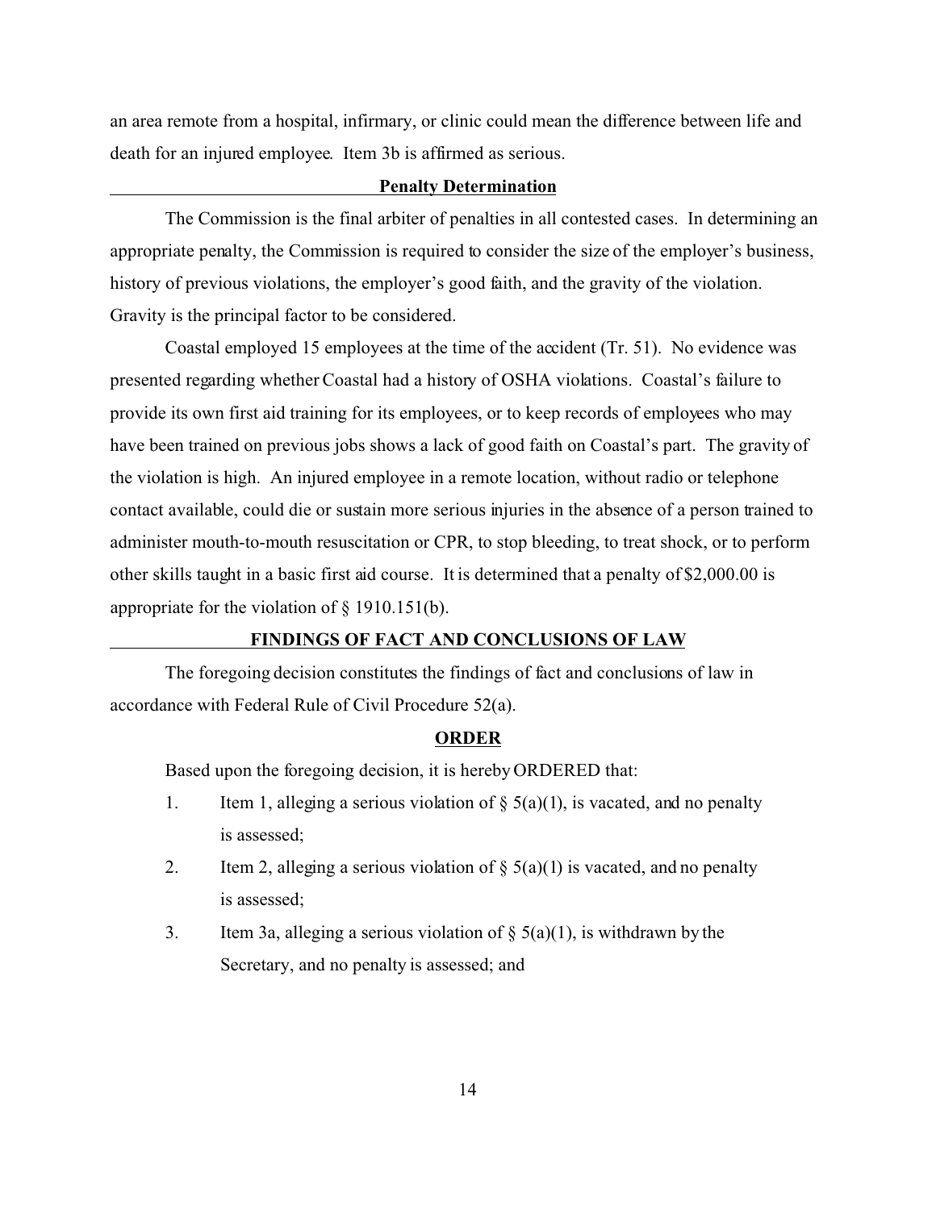an area remote from a hospital, infirmary, or clinic could mean the difference between life and death for an injured employee. Item 3b is affirmed as serious.

## Penalty Determination

The Commission is the final arbiter of penalties in all contested cases. In determining an appropriate penalty, the Commission is required to consider the size of the employer's business, history of previous violations, the employer's good faith, and the gravity of the violation. Gravity is the principal factor to be considered.

Coastal employed 15 employees at the time of the accident (Tr. 51). No evidence was presented regarding whether Coastal had a history of OSHA violations. Coastal's failure to provide its own first aid training for its employees, or to keep records of employees who may have been trained on previous jobs shows a lack of good faith on Coastal's part. The gravity of the violation is high. An injured employee in a remote location, without radio or telephone contact available, could die or sustain more serious injuries in the absence of a person trained to administer mouth-to-mouth resuscitation or CPR, to stop bleeding, to treat shock, or to perform other skills taught in a basic first aid course. It is determined that a penalty of $2,000.00 is appropriate for the violation of § 1910.151(b).

## FINDINGS OF FACT AND CONCLUSIONS OF LAW

The foregoing decision constitutes the findings of fact and conclusions of law in accordance with Federal Rule of Civil Procedure 52(a).

## ORDER

Based upon the foregoing decision, it is hereby ORDERED that:

1. Item 1, alleging a serious violation of § 5(a)(1), is vacated, and no penalty is assessed;
2. Item 2, alleging a serious violation of § 5(a)(1) is vacated, and no penalty is assessed;
3. Item 3a, alleging a serious violation of § 5(a)(1), is withdrawn by the Secretary, and no penalty is assessed; and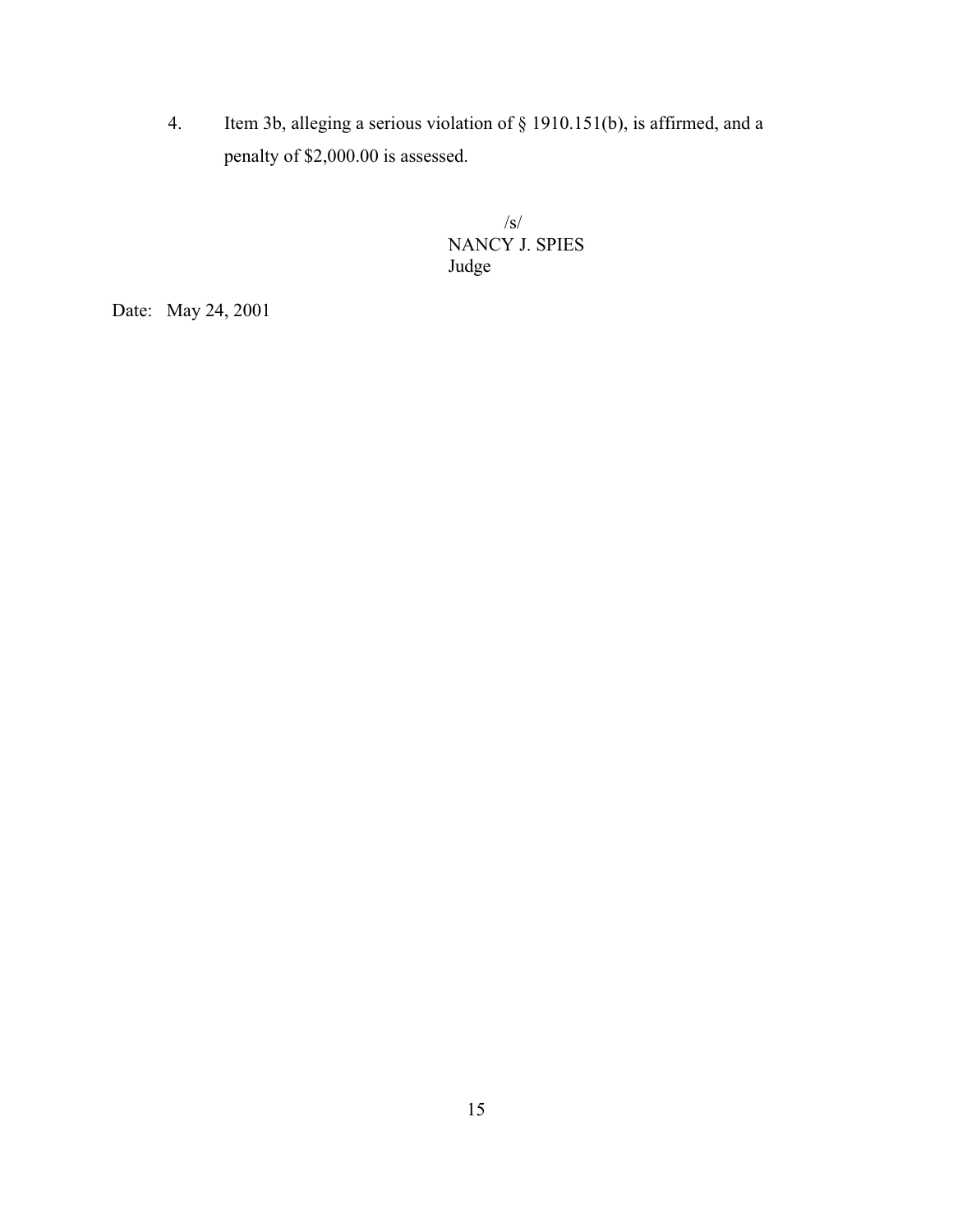4. Item 3b, alleging a serious violation of § 1910.151(b), is affirmed, and a penalty of $2,000.00 is assessed.

/s/
NANCY J. SPIES
Judge

Date: May 24, 2001